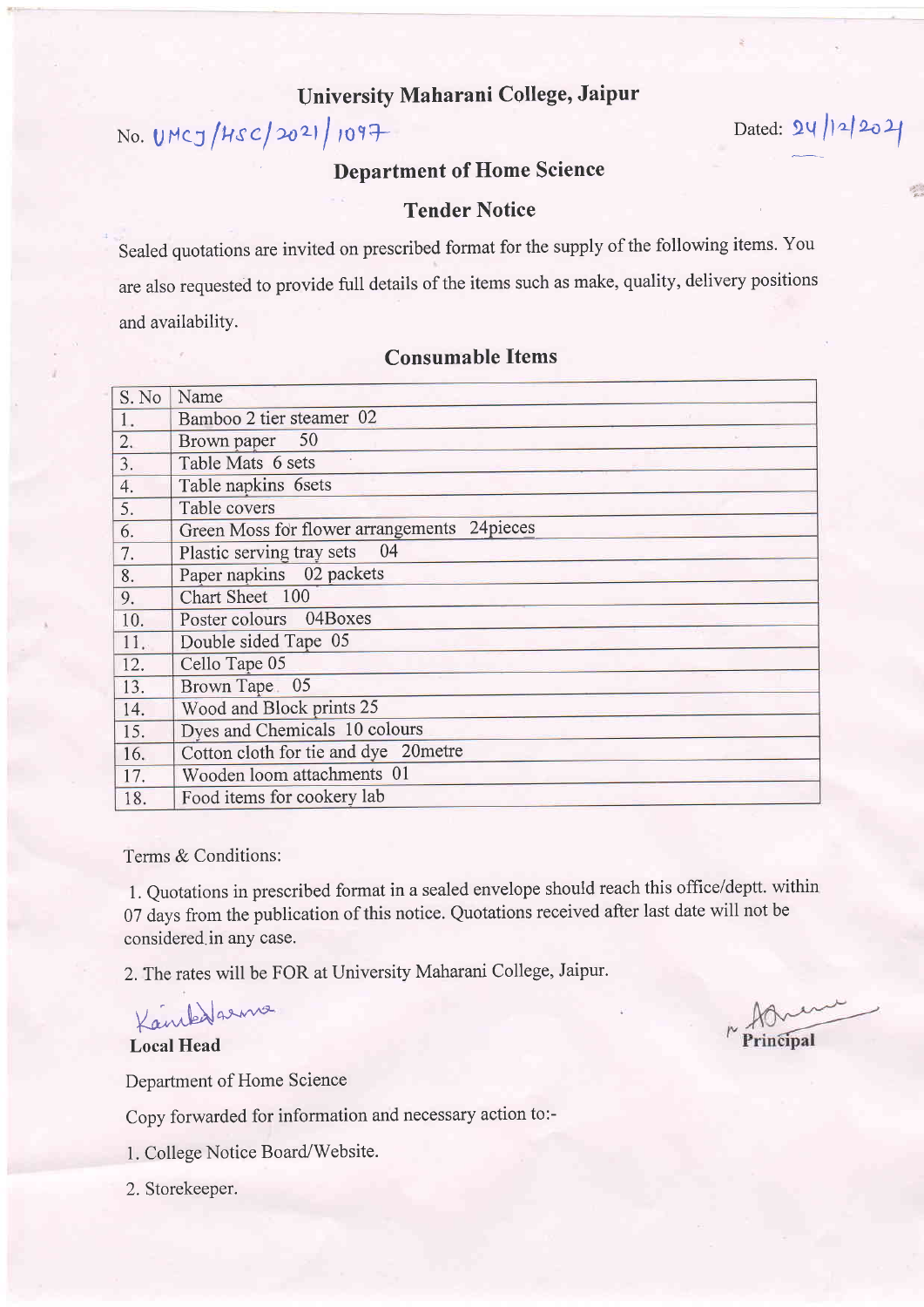# University Maharani College, Jaipur

No. UMCJ/HSC/2021/1097 Dated: 24/12/2021

## Department of Home Science

### Tender Notice

Sealed quotations are invited on prescribed format for the supply of the following items. You are also requested to provide full details of the items such as make, quality, delivery positions and availability.

### Consumable Items

| S. No | Name |
|---|---|
| 1. | Bamboo 2 tier steamer 02 |
| 2. | Brown paper 50 |
| 3. | Table Mats 6 sets |
| 4. | Table napkins 6sets |
| 5. | Table covers |
| 6. | Green Moss for flower arrangements 24pieces |
| 7. | Plastic serving tray sets 04 |
| 8. | Paper napkins 02 packets |
| 9. | Chart Sheet 100 |
| 10. | Poster colours 04Boxes |
| 11. | Double sided Tape 05 |
| 12. | Cello Tape 05 |
| 13. | Brown Tape 05 |
| 14. | Wood and Block prints 25 |
| 15. | Dyes and Chemicals 10 colours |
| 16. | Cotton cloth for tie and dye 20metre |
| 17. | Wooden loom attachments 01 |
| 18. | Food items for cookery lab |

Terms & Conditions:

1. Quotations in prescribed format in a sealed envelope should reach this office/deptt. within 07 days from the publication of this notice. Quotations received after last date will not be considered in any case.

2. The rates will be FOR at University Maharani College, Jaipur.

**Local Head**

Department of Home Science

**Principal**

Copy forwarded for information and necessary action to:-

1. College Notice Board/Website.
2. Storekeeper.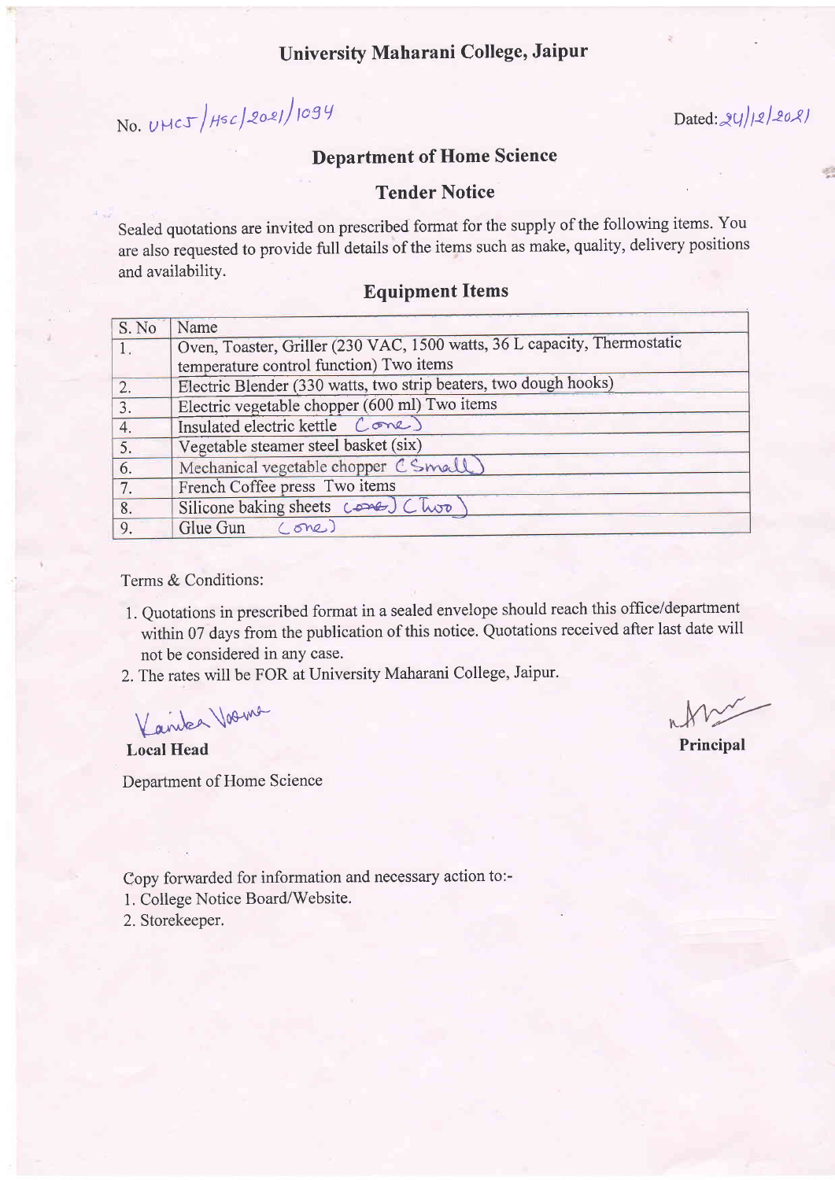## University Maharani College, Jaipur

No. UMCJ/HSC/2021/1094

Dated: 24/12/2021

### Department of Home Science

### Tender Notice

Sealed quotations are invited on prescribed format for the supply of the following items. You are also requested to provide full details of the items such as make, quality, delivery positions and availability.

### Equipment Items

| S. No | Name |
|---|---|
| 1. | Oven, Toaster, Griller (230 VAC, 1500 watts, 36 L capacity, Thermostatic temperature control function) Two items |
| 2. | Electric Blender (330 watts, two strip beaters, two dough hooks) |
| 3. | Electric vegetable chopper (600 ml) Two items |
| 4. | Insulated electric kettle (one) |
| 5. | Vegetable steamer steel basket (six) |
| 6. | Mechanical vegetable chopper (Small) |
| 7. | French Coffee press Two items |
| 8. | Silicone baking sheets ~~(one)~~ (Two) |
| 9. | Glue Gun (one) |

Terms & Conditions:

1. Quotations in prescribed format in a sealed envelope should reach this office/department within 07 days from the publication of this notice. Quotations received after last date will not be considered in any case.
2. The rates will be FOR at University Maharani College, Jaipur.

Kanika Verma

**Local Head**

Department of Home Science

**Principal**

Copy forwarded for information and necessary action to:-

1. College Notice Board/Website.
2. Storekeeper.